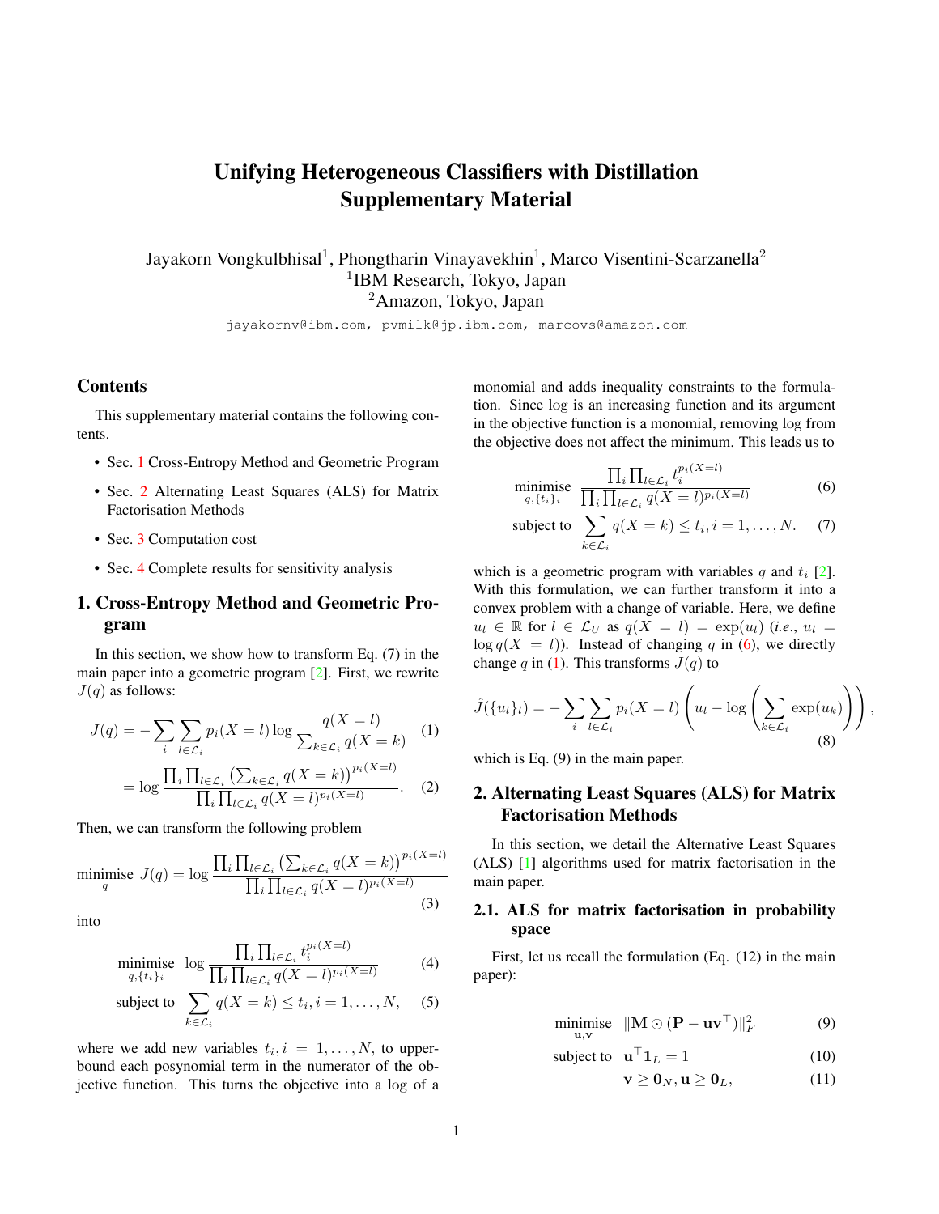# Unifying Heterogeneous Classifiers with Distillation Supplementary Material

Jayakorn Vongkulbhisal[1], Phongtharin Vinayavekhin[1], Marco Visentini-Scarzanella[2]
[1]IBM Research, Tokyo, Japan
[2]Amazon, Tokyo, Japan

jayakornv@ibm.com, pvmilk@jp.ibm.com, marcovs@amazon.com

## Contents

This supplementary material contains the following contents.

- Sec. 1 Cross-Entropy Method and Geometric Program
- Sec. 2 Alternating Least Squares (ALS) for Matrix Factorisation Methods
- Sec. 3 Computation cost
- Sec. 4 Complete results for sensitivity analysis

## 1. Cross-Entropy Method and Geometric Program

In this section, we show how to transform Eq. (7) in the main paper into a geometric program [2]. First, we rewrite $J(q)$ as follows:

$$J(q) = -\sum_i \sum_{l\in\mathcal{L}_i} p_i(X=l) \log \frac{q(X=l)}{\sum_{k\in\mathcal{L}_i} q(X=k)} \quad (1)$$

$$= \log \frac{\prod_i \prod_{l\in\mathcal{L}_i} \left(\sum_{k\in\mathcal{L}_i} q(X=k)\right)^{p_i(X=l)}}{\prod_i \prod_{l\in\mathcal{L}_i} q(X=l)^{p_i(X=l)}}. \quad (2)$$

Then, we can transform the following problem

$$\underset{q}{\text{minimise}} \;\; J(q) = \log \frac{\prod_i \prod_{l\in\mathcal{L}_i} \left(\sum_{k\in\mathcal{L}_i} q(X=k)\right)^{p_i(X=l)}}{\prod_i \prod_{l\in\mathcal{L}_i} q(X=l)^{p_i(X=l)}} \quad (3)$$

into

$$\underset{q,\{t_i\}_i}{\text{minimise}} \;\; \log \frac{\prod_i \prod_{l\in\mathcal{L}_i} t_i^{p_i(X=l)}}{\prod_i \prod_{l\in\mathcal{L}_i} q(X=l)^{p_i(X=l)}} \quad (4)$$

$$\text{subject to} \;\; \sum_{k\in\mathcal{L}_i} q(X=k) \leq t_i, i=1,\ldots,N, \quad (5)$$

where we add new variables $t_i, i=1,\ldots,N$, to upper-bound each posynomial term in the numerator of the objective function. This turns the objective into a log of a monomial and adds inequality constraints to the formulation. Since log is an increasing function and its argument in the objective function is a monomial, removing log from the objective does not affect the minimum. This leads us to

$$\underset{q,\{t_i\}_i}{\text{minimise}} \;\; \frac{\prod_i \prod_{l\in\mathcal{L}_i} t_i^{p_i(X=l)}}{\prod_i \prod_{l\in\mathcal{L}_i} q(X=l)^{p_i(X=l)}} \quad (6)$$

$$\text{subject to} \;\; \sum_{k\in\mathcal{L}_i} q(X=k) \leq t_i, i=1,\ldots,N. \quad (7)$$

which is a geometric program with variables $q$ and $t_i$ [2]. With this formulation, we can further transform it into a convex problem with a change of variable. Here, we define $u_l \in \mathbb{R}$ for $l \in \mathcal{L}_U$ as $q(X=l) = \exp(u_l)$ (*i.e.*, $u_l = \log q(X=l)$). Instead of changing $q$ in (6), we directly change $q$ in (1). This transforms $J(q)$ to

$$\hat{J}(\{u_l\}_l) = -\sum_i \sum_{l\in\mathcal{L}_i} p_i(X=l)\left(u_l - \log\left(\sum_{k\in\mathcal{L}_i} \exp(u_k)\right)\right), \quad (8)$$

which is Eq. (9) in the main paper.

## 2. Alternating Least Squares (ALS) for Matrix Factorisation Methods

In this section, we detail the Alternative Least Squares (ALS) [1] algorithms used for matrix factorisation in the main paper.

### 2.1. ALS for matrix factorisation in probability space

First, let us recall the formulation (Eq. (12) in the main paper):

$$\underset{\mathbf{u},\mathbf{v}}{\text{minimise}} \;\; \|\mathbf{M} \odot (\mathbf{P} - \mathbf{u}\mathbf{v}^\top)\|_F^2 \quad (9)$$

$$\text{subject to} \;\; \mathbf{u}^\top \mathbf{1}_L = 1 \quad (10)$$

$$\mathbf{v} \geq \mathbf{0}_N, \mathbf{u} \geq \mathbf{0}_L, \quad (11)$$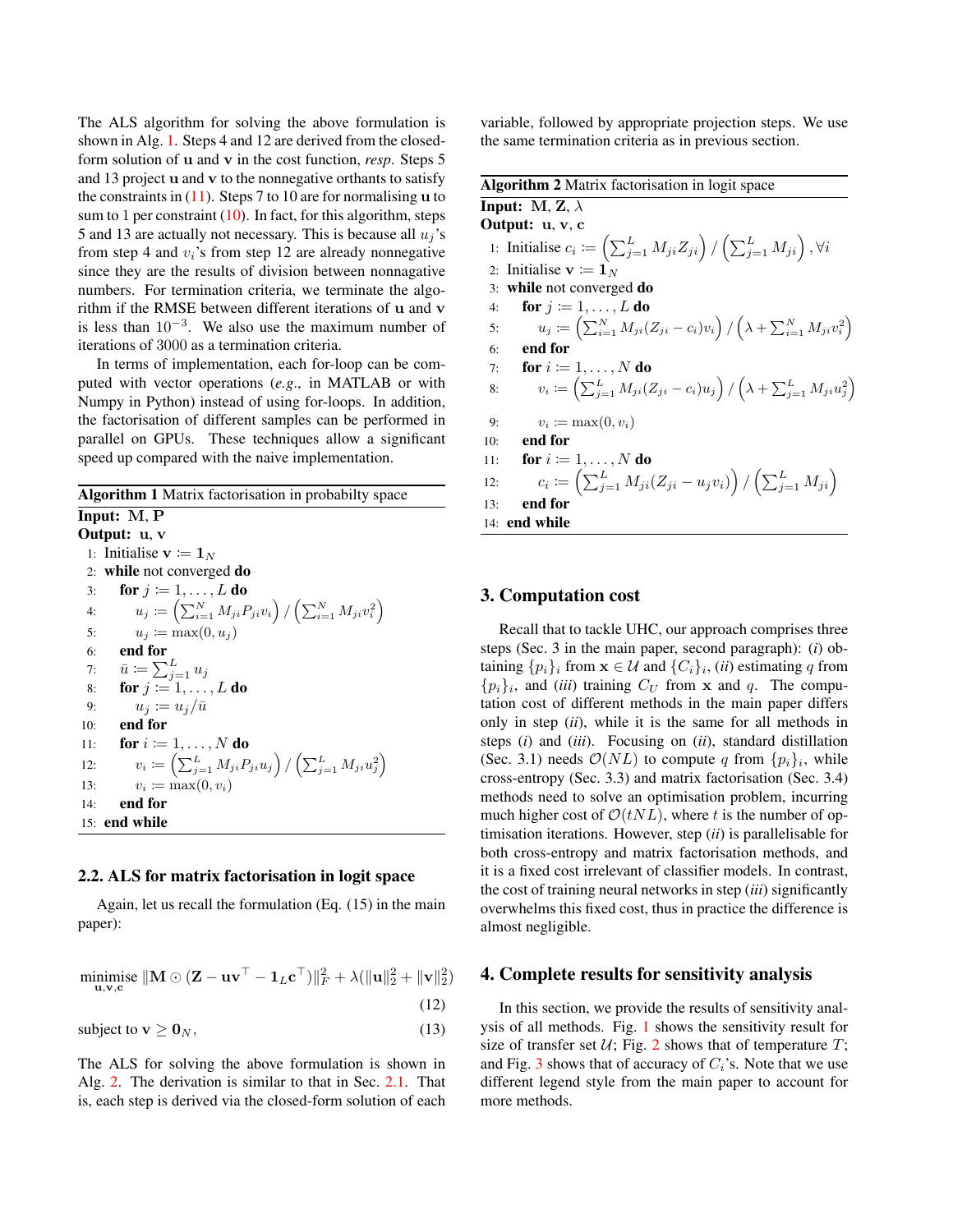The ALS algorithm for solving the above formulation is shown in Alg. 1. Steps 4 and 12 are derived from the closed-form solution of $\mathbf{u}$ and $\mathbf{v}$ in the cost function, *resp.* Steps 5 and 13 project $\mathbf{u}$ and $\mathbf{v}$ to the nonnegative orthants to satisfy the constraints in (11). Steps 7 to 10 are for normalising $\mathbf{u}$ to sum to 1 per constraint (10). In fact, for this algorithm, steps 5 and 13 are actually not necessary. This is because all $u_j$'s from step 4 and $v_i$'s from step 12 are already nonnegative since they are the results of division between nonnegative numbers. For termination criteria, we terminate the algorithm if the RMSE between different iterations of $\mathbf{u}$ and $\mathbf{v}$ is less than $10^{-3}$. We also use the maximum number of iterations of 3000 as a termination criteria.

In terms of implementation, each for-loop can be computed with vector operations (*e.g.*, in MATLAB or with Numpy in Python) instead of using for-loops. In addition, the factorisation of different samples can be performed in parallel on GPUs. These techniques allow a significant speed up compared with the naive implementation.

**Algorithm 1** Matrix factorisation in probabilty space

**Input:** $\mathbf{M}$, $\mathbf{P}$
**Output:** $\mathbf{u}$, $\mathbf{v}$

1: Initialise $\mathbf{v} \coloneqq \mathbf{1}_N$
2: **while** not converged **do**
3: &nbsp;&nbsp;&nbsp;&nbsp;**for** $j \coloneqq 1, \ldots, L$ **do**
4: &nbsp;&nbsp;&nbsp;&nbsp;&nbsp;&nbsp;&nbsp;&nbsp;$u_j \coloneqq \left(\sum_{i=1}^{N} M_{ji} P_{ji} v_i\right) / \left(\sum_{i=1}^{N} M_{ji} v_i^2\right)$
5: &nbsp;&nbsp;&nbsp;&nbsp;&nbsp;&nbsp;&nbsp;&nbsp;$u_j \coloneqq \max(0, u_j)$
6: &nbsp;&nbsp;&nbsp;&nbsp;**end for**
7: &nbsp;&nbsp;&nbsp;&nbsp;$\bar{u} \coloneqq \sum_{j=1}^{L} u_j$
8: &nbsp;&nbsp;&nbsp;&nbsp;**for** $j \coloneqq 1, \ldots, L$ **do**
9: &nbsp;&nbsp;&nbsp;&nbsp;&nbsp;&nbsp;&nbsp;&nbsp;$u_j \coloneqq u_j / \bar{u}$
10: &nbsp;&nbsp;&nbsp;**end for**
11: &nbsp;&nbsp;&nbsp;**for** $i \coloneqq 1, \ldots, N$ **do**
12: &nbsp;&nbsp;&nbsp;&nbsp;&nbsp;&nbsp;&nbsp;$v_i \coloneqq \left(\sum_{j=1}^{L} M_{ji} P_{ji} u_j\right) / \left(\sum_{j=1}^{L} M_{ji} u_j^2\right)$
13: &nbsp;&nbsp;&nbsp;&nbsp;&nbsp;&nbsp;&nbsp;$v_i \coloneqq \max(0, v_i)$
14: &nbsp;&nbsp;&nbsp;**end for**
15: **end while**

## 2.2. ALS for matrix factorisation in logit space

Again, let us recall the formulation (Eq. (15) in the main paper):

$$\underset{\mathbf{u},\mathbf{v},\mathbf{c}}{\text{minimise}} \; \|\mathbf{M} \odot (\mathbf{Z} - \mathbf{u}\mathbf{v}^\top - \mathbf{1}_L \mathbf{c}^\top)\|_F^2 + \lambda(\|\mathbf{u}\|_2^2 + \|\mathbf{v}\|_2^2) \tag{12}$$

$$\text{subject to } \mathbf{v} \geq \mathbf{0}_N, \tag{13}$$

The ALS for solving the above formulation is shown in Alg. 2. The derivation is similar to that in Sec. 2.1. That is, each step is derived via the closed-form solution of each variable, followed by appropriate projection steps. We use the same termination criteria as in previous section.

**Algorithm 2** Matrix factorisation in logit space

**Input:** $\mathbf{M}$, $\mathbf{Z}$, $\lambda$
**Output:** $\mathbf{u}$, $\mathbf{v}$, $\mathbf{c}$

1: Initialise $c_i \coloneqq \left(\sum_{j=1}^{L} M_{ji} Z_{ji}\right) / \left(\sum_{j=1}^{L} M_{ji}\right), \forall i$
2: Initialise $\mathbf{v} \coloneqq \mathbf{1}_N$
3: **while** not converged **do**
4: &nbsp;&nbsp;&nbsp;&nbsp;**for** $j \coloneqq 1, \ldots, L$ **do**
5: &nbsp;&nbsp;&nbsp;&nbsp;&nbsp;&nbsp;&nbsp;&nbsp;$u_j \coloneqq \left(\sum_{i=1}^{N} M_{ji} (Z_{ji} - c_i) v_i\right) / \left(\lambda + \sum_{i=1}^{N} M_{ji} v_i^2\right)$
6: &nbsp;&nbsp;&nbsp;&nbsp;**end for**
7: &nbsp;&nbsp;&nbsp;&nbsp;**for** $i \coloneqq 1, \ldots, N$ **do**
8: &nbsp;&nbsp;&nbsp;&nbsp;&nbsp;&nbsp;&nbsp;&nbsp;$v_i \coloneqq \left(\sum_{j=1}^{L} M_{ji} (Z_{ji} - c_i) u_j\right) / \left(\lambda + \sum_{j=1}^{L} M_{ji} u_j^2\right)$
9: &nbsp;&nbsp;&nbsp;&nbsp;&nbsp;&nbsp;&nbsp;&nbsp;$v_i \coloneqq \max(0, v_i)$
10: &nbsp;&nbsp;&nbsp;**end for**
11: &nbsp;&nbsp;&nbsp;**for** $i \coloneqq 1, \ldots, N$ **do**
12: &nbsp;&nbsp;&nbsp;&nbsp;&nbsp;&nbsp;&nbsp;$c_i \coloneqq \left(\sum_{j=1}^{L} M_{ji} (Z_{ji} - u_j v_i)\right) / \left(\sum_{j=1}^{L} M_{ji}\right)$
13: &nbsp;&nbsp;&nbsp;**end for**
14: **end while**

# 3. Computation cost

Recall that to tackle UHC, our approach comprises three steps (Sec. 3 in the main paper, second paragraph): (*i*) obtaining $\{p_i\}_i$ from $\mathbf{x} \in \mathcal{U}$ and $\{C_i\}_i$, (*ii*) estimating $q$ from $\{p_i\}_i$, and (*iii*) training $C_U$ from $\mathbf{x}$ and $q$. The computation cost of different methods in the main paper differs only in step (*ii*), while it is the same for all methods in steps (*i*) and (*iii*). Focusing on (*ii*), standard distillation (Sec. 3.1) needs $\mathcal{O}(NL)$ to compute $q$ from $\{p_i\}_i$, while cross-entropy (Sec. 3.3) and matrix factorisation (Sec. 3.4) methods need to solve an optimisation problem, incurring much higher cost of $\mathcal{O}(tNL)$, where $t$ is the number of optimisation iterations. However, step (*ii*) is parallelisable for both cross-entropy and matrix factorisation methods, and it is a fixed cost irrelevant of classifier models. In contrast, the cost of training neural networks in step (*iii*) significantly overwhelms this fixed cost, thus in practice the difference is almost negligible.

# 4. Complete results for sensitivity analysis

In this section, we provide the results of sensitivity analysis of all methods. Fig. 1 shows the sensitivity result for size of transfer set $\mathcal{U}$; Fig. 2 shows that of temperature $T$; and Fig. 3 shows that of accuracy of $C_i$'s. Note that we use different legend style from the main paper to account for more methods.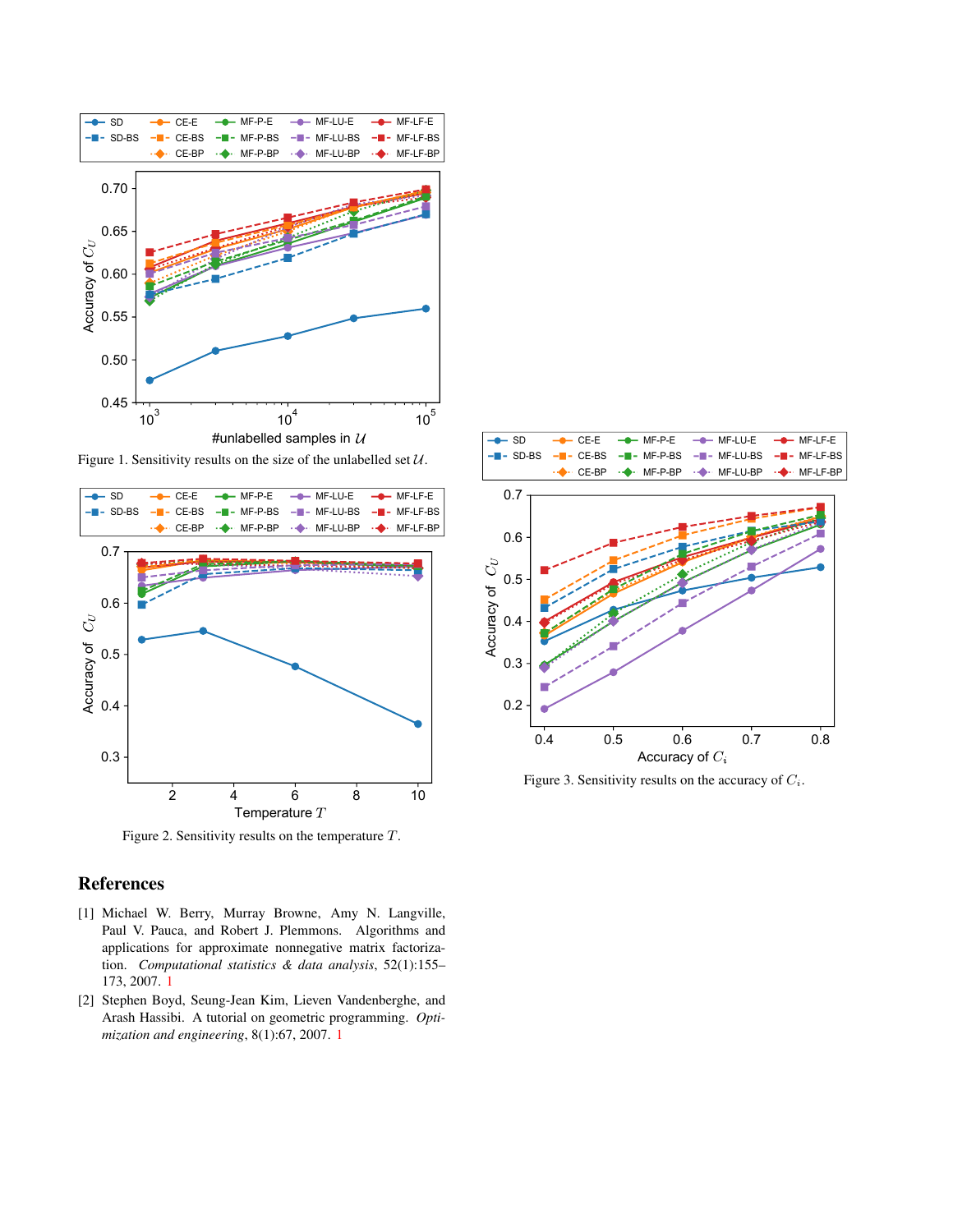SD
SD-BS
CE-E
CE-BS
CE-BP
MF-P-E
MF-P-BS
MF-P-BP
MF-LU-E
MF-LU-BS
MF-LU-BP
MF-LF-E
MF-LF-BS
MF-LF-BP

0.70
0.65
0.60
0.55
0.50
0.45

Accuracy of $C_U$

$10^3$
$10^4$
$10^5$

#unlabelled samples in $\mathcal{U}$

Figure 1. Sensitivity results on the size of the unlabelled set $\mathcal{U}$.

SD
SD-BS
CE-E
CE-BS
CE-BP
MF-P-E
MF-P-BS
MF-P-BP
MF-LU-E
MF-LU-BS
MF-LU-BP
MF-LF-E
MF-LF-BS
MF-LF-BP

0.7
0.6
0.5
0.4
0.3

Accuracy of $C_U$

2
4
6
8
10

Temperature $T$

Figure 2. Sensitivity results on the temperature $T$.

SD
SD-BS
CE-E
CE-BS
CE-BP
MF-P-E
MF-P-BS
MF-P-BP
MF-LU-E
MF-LU-BS
MF-LU-BP
MF-LF-E
MF-LF-BS
MF-LF-BP

0.7
0.6
0.5
0.4
0.3
0.2

Accuracy of $C_U$

0.4
0.5
0.6
0.7
0.8

Accuracy of $C_i$

Figure 3. Sensitivity results on the accuracy of $C_i$.

## References

[1] Michael W. Berry, Murray Browne, Amy N. Langville, Paul V. Pauca, and Robert J. Plemmons. Algorithms and applications for approximate nonnegative matrix factorization. *Computational statistics & data analysis*, 52(1):155–173, 2007. 1

[2] Stephen Boyd, Seung-Jean Kim, Lieven Vandenberghe, and Arash Hassibi. A tutorial on geometric programming. *Optimization and engineering*, 8(1):67, 2007. 1